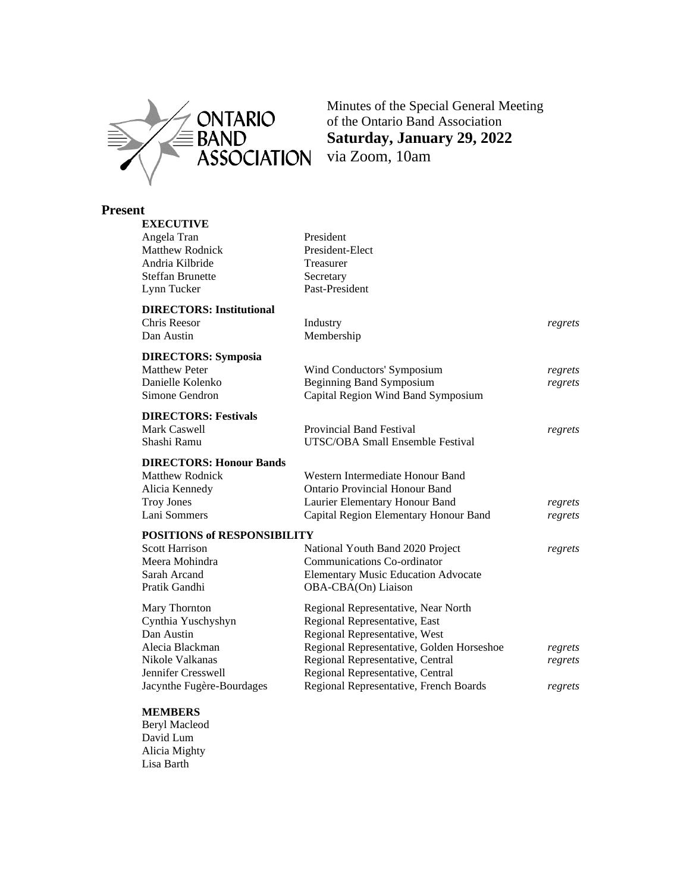Minutes of the Special General Meeting
of the Ontario Band Association
**Saturday, January 29, 2022**
via Zoom, 10am

## Present

**EXECUTIVE**

| | | |
|---|---|---|
| Angela Tran | President | |
| Matthew Rodnick | President-Elect | |
| Andria Kilbride | Treasurer | |
| Steffan Brunette | Secretary | |
| Lynn Tucker | Past-President | |

**DIRECTORS: Institutional**

| | | |
|---|---|---|
| Chris Reesor | Industry | *regrets* |
| Dan Austin | Membership | |

**DIRECTORS: Symposia**

| | | |
|---|---|---|
| Matthew Peter | Wind Conductors' Symposium | *regrets* |
| Danielle Kolenko | Beginning Band Symposium | *regrets* |
| Simone Gendron | Capital Region Wind Band Symposium | |

**DIRECTORS: Festivals**

| | | |
|---|---|---|
| Mark Caswell | Provincial Band Festival | *regrets* |
| Shashi Ramu | UTSC/OBA Small Ensemble Festival | |

**DIRECTORS: Honour Bands**

| | | |
|---|---|---|
| Matthew Rodnick | Western Intermediate Honour Band | |
| Alicia Kennedy | Ontario Provincial Honour Band | |
| Troy Jones | Laurier Elementary Honour Band | *regrets* |
| Lani Sommers | Capital Region Elementary Honour Band | *regrets* |

**POSITIONS of RESPONSIBILITY**

| | | |
|---|---|---|
| Scott Harrison | National Youth Band 2020 Project | *regrets* |
| Meera Mohindra | Communications Co-ordinator | |
| Sarah Arcand | Elementary Music Education Advocate | |
| Pratik Gandhi | OBA-CBA(On) Liaison | |
| Mary Thornton | Regional Representative, Near North | |
| Cynthia Yuschyshyn | Regional Representative, East | |
| Dan Austin | Regional Representative, West | |
| Alecia Blackman | Regional Representative, Golden Horseshoe | *regrets* |
| Nikole Valkanas | Regional Representative, Central | *regrets* |
| Jennifer Cresswell | Regional Representative, Central | |
| Jacynthe Fugère-Bourdages | Regional Representative, French Boards | *regrets* |

**MEMBERS**

Beryl Macleod
David Lum
Alicia Mighty
Lisa Barth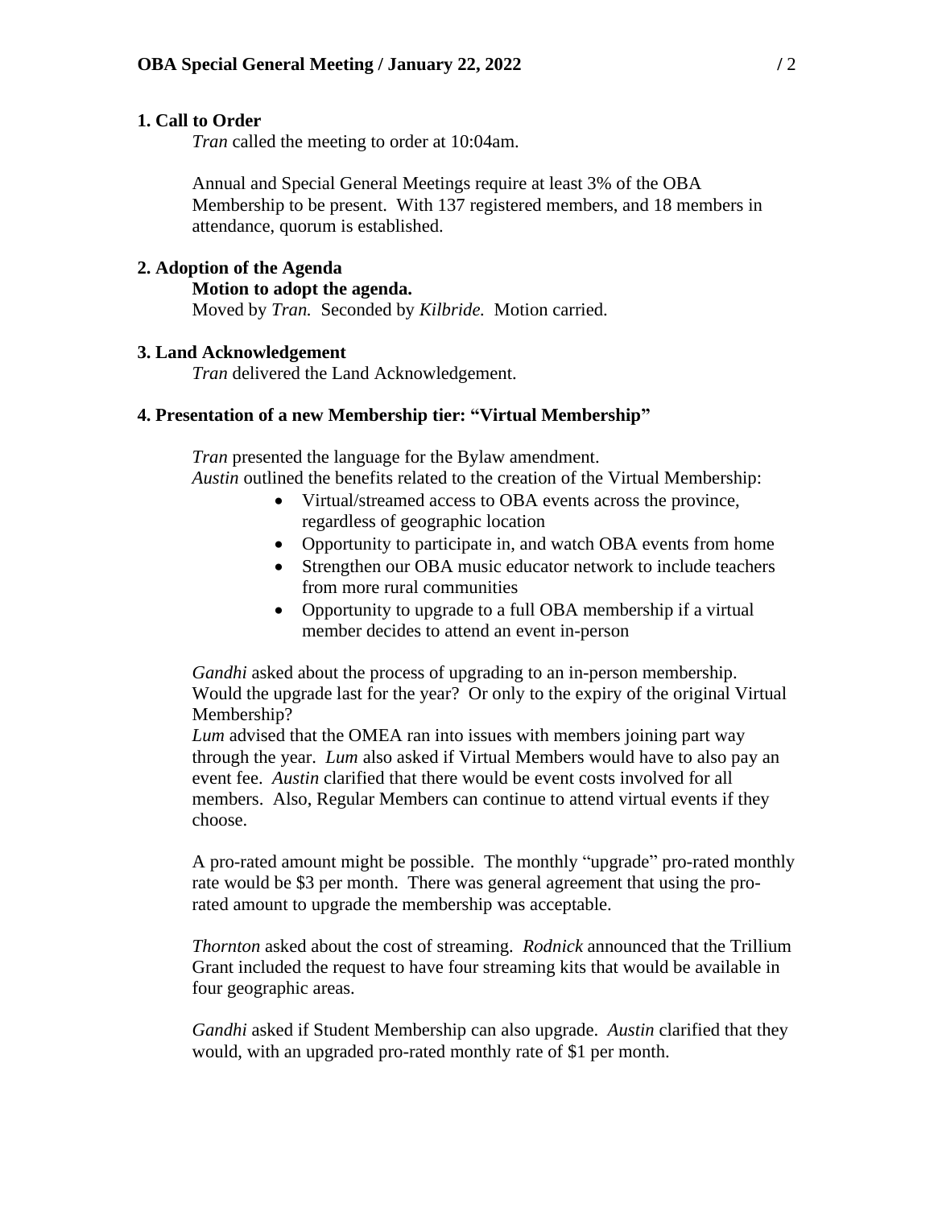**1. Call to Order**

*Tran* called the meeting to order at 10:04am.

Annual and Special General Meetings require at least 3% of the OBA Membership to be present. With 137 registered members, and 18 members in attendance, quorum is established.

**2. Adoption of the Agenda**

**Motion to adopt the agenda.**

Moved by *Tran.* Seconded by *Kilbride.* Motion carried.

**3. Land Acknowledgement**

*Tran* delivered the Land Acknowledgement.

**4. Presentation of a new Membership tier: "Virtual Membership"**

*Tran* presented the language for the Bylaw amendment.

*Austin* outlined the benefits related to the creation of the Virtual Membership:

- Virtual/streamed access to OBA events across the province, regardless of geographic location
- Opportunity to participate in, and watch OBA events from home
- Strengthen our OBA music educator network to include teachers from more rural communities
- Opportunity to upgrade to a full OBA membership if a virtual member decides to attend an event in-person

*Gandhi* asked about the process of upgrading to an in-person membership. Would the upgrade last for the year? Or only to the expiry of the original Virtual Membership?

*Lum* advised that the OMEA ran into issues with members joining part way through the year. *Lum* also asked if Virtual Members would have to also pay an event fee. *Austin* clarified that there would be event costs involved for all members. Also, Regular Members can continue to attend virtual events if they choose.

A pro-rated amount might be possible. The monthly "upgrade" pro-rated monthly rate would be $3 per month. There was general agreement that using the pro-rated amount to upgrade the membership was acceptable.

*Thornton* asked about the cost of streaming. *Rodnick* announced that the Trillium Grant included the request to have four streaming kits that would be available in four geographic areas.

*Gandhi* asked if Student Membership can also upgrade. *Austin* clarified that they would, with an upgraded pro-rated monthly rate of $1 per month.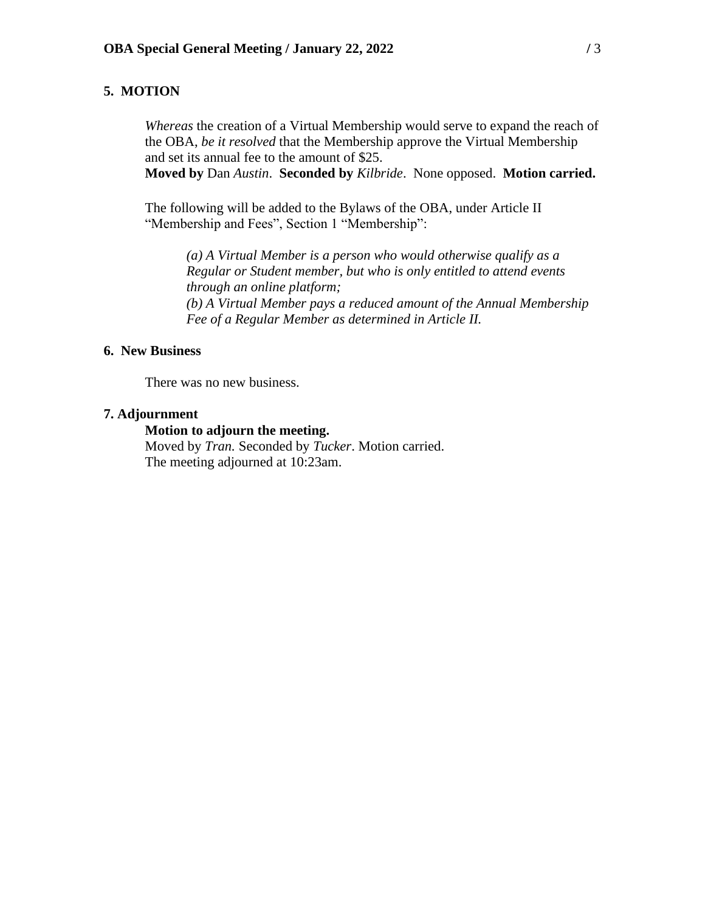## 5. MOTION

*Whereas* the creation of a Virtual Membership would serve to expand the reach of the OBA, *be it resolved* that the Membership approve the Virtual Membership and set its annual fee to the amount of $25.
**Moved by** Dan *Austin*. **Seconded by** *Kilbride*. None opposed. **Motion carried.**

The following will be added to the Bylaws of the OBA, under Article II "Membership and Fees", Section 1 "Membership":

> *(a) A Virtual Member is a person who would otherwise qualify as a Regular or Student member, but who is only entitled to attend events through an online platform;*
> *(b) A Virtual Member pays a reduced amount of the Annual Membership Fee of a Regular Member as determined in Article II.*

## 6. New Business

There was no new business.

## 7. Adjournment

**Motion to adjourn the meeting.**
Moved by *Tran.* Seconded by *Tucker*. Motion carried.
The meeting adjourned at 10:23am.